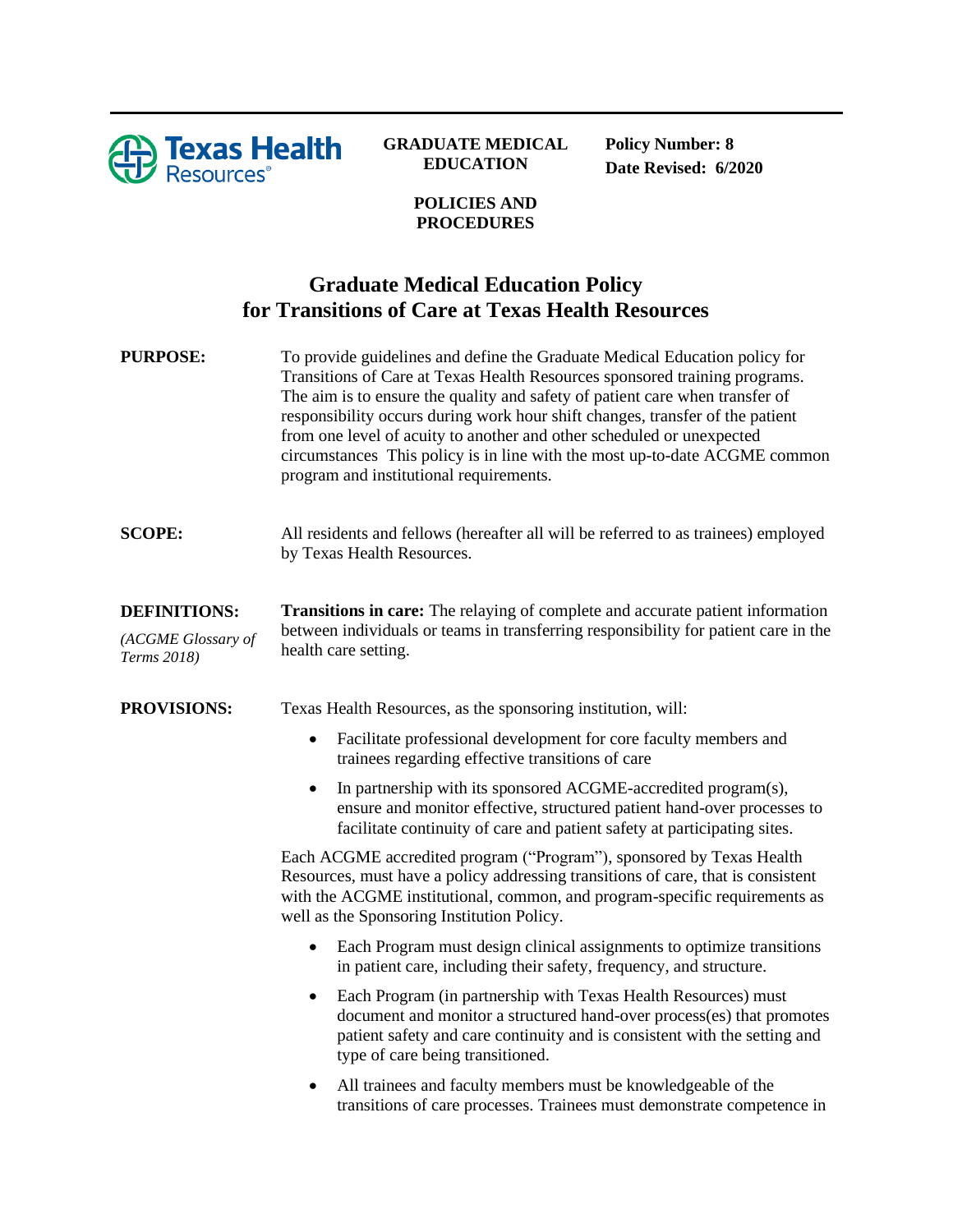Texas Health Resources

**GRADUATE MEDICAL EDUCATION**

**POLICIES AND PROCEDURES**

**Policy Number: 8**
**Date Revised: 6/2020**

# Graduate Medical Education Policy for Transitions of Care at Texas Health Resources

**PURPOSE:** To provide guidelines and define the Graduate Medical Education policy for Transitions of Care at Texas Health Resources sponsored training programs. The aim is to ensure the quality and safety of patient care when transfer of responsibility occurs during work hour shift changes, transfer of the patient from one level of acuity to another and other scheduled or unexpected circumstances This policy is in line with the most up-to-date ACGME common program and institutional requirements.

**SCOPE:** All residents and fellows (hereafter all will be referred to as trainees) employed by Texas Health Resources.

**DEFINITIONS:** *(ACGME Glossary of Terms 2018)*

**Transitions in care:** The relaying of complete and accurate patient information between individuals or teams in transferring responsibility for patient care in the health care setting.

**PROVISIONS:** Texas Health Resources, as the sponsoring institution, will:

- Facilitate professional development for core faculty members and trainees regarding effective transitions of care
- In partnership with its sponsored ACGME-accredited program(s), ensure and monitor effective, structured patient hand-over processes to facilitate continuity of care and patient safety at participating sites.

Each ACGME accredited program ("Program"), sponsored by Texas Health Resources, must have a policy addressing transitions of care, that is consistent with the ACGME institutional, common, and program-specific requirements as well as the Sponsoring Institution Policy.

- Each Program must design clinical assignments to optimize transitions in patient care, including their safety, frequency, and structure.
- Each Program (in partnership with Texas Health Resources) must document and monitor a structured hand-over process(es) that promotes patient safety and care continuity and is consistent with the setting and type of care being transitioned.
- All trainees and faculty members must be knowledgeable of the transitions of care processes. Trainees must demonstrate competence in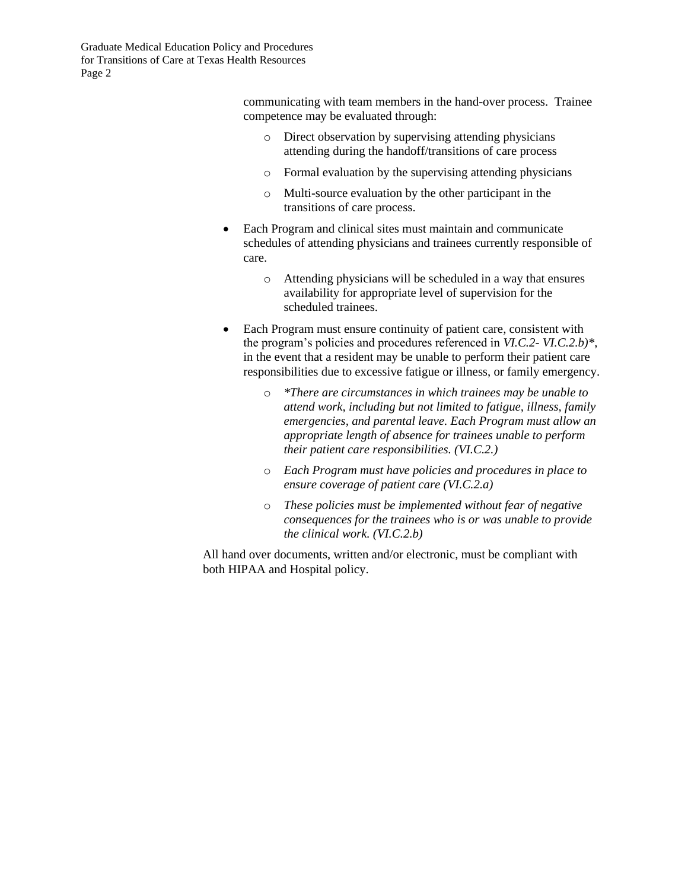communicating with team members in the hand-over process. Trainee competence may be evaluated through:

  - Direct observation by supervising attending physicians attending during the handoff/transitions of care process
  - Formal evaluation by the supervising attending physicians
  - Multi-source evaluation by the other participant in the transitions of care process.

- Each Program and clinical sites must maintain and communicate schedules of attending physicians and trainees currently responsible of care.
  - Attending physicians will be scheduled in a way that ensures availability for appropriate level of supervision for the scheduled trainees.
- Each Program must ensure continuity of patient care, consistent with the program's policies and procedures referenced in *VI.C.2- VI.C.2.b)\**, in the event that a resident may be unable to perform their patient care responsibilities due to excessive fatigue or illness, or family emergency.
  - *\*There are circumstances in which trainees may be unable to attend work, including but not limited to fatigue, illness, family emergencies, and parental leave. Each Program must allow an appropriate length of absence for trainees unable to perform their patient care responsibilities. (VI.C.2.)*
  - *Each Program must have policies and procedures in place to ensure coverage of patient care (VI.C.2.a)*
  - *These policies must be implemented without fear of negative consequences for the trainees who is or was unable to provide the clinical work. (VI.C.2.b)*

All hand over documents, written and/or electronic, must be compliant with both HIPAA and Hospital policy.